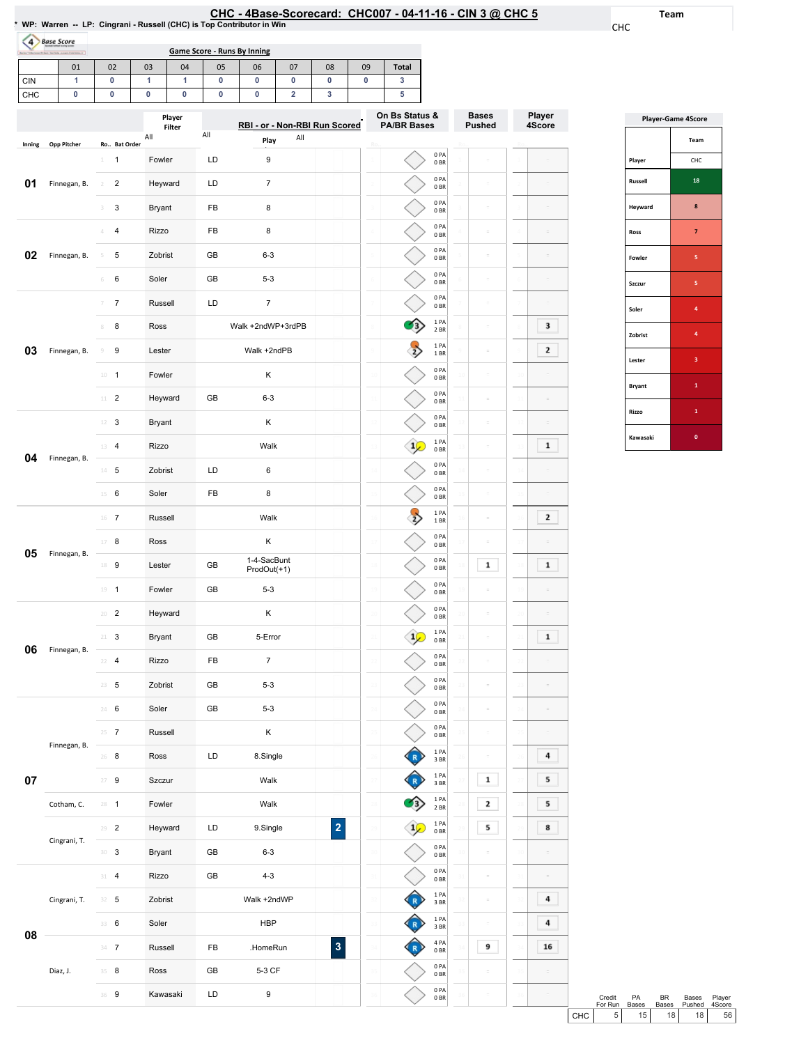# CHC - 4Base-Scorecard: CHC007 - 04-11-16 - CIN 3 @ CHC 5

\* WP: Warren -- LP: Cingrani - Russell (CHC) is Top Contributor in Win

Team: CHC

## Game Score - Runs By Inning

| | 01 | 02 | 03 | 04 | 05 | 06 | 07 | 08 | 09 | Total |
|---|---|---|---|---|---|---|---|---|---|---|
| CIN | 1 | 0 | 1 | 1 | 0 | 0 | 0 | 0 | 0 | 3 |
| CHC | 0 | 0 | 0 | 0 | 0 | 0 | 2 | 3 | | 5 |

| Inning | Opp Pitcher | Ro.. | Bat Order | Player | | Play | RBI | On Bs Status & PA/BR Bases | Bases Pushed | Player 4Score |
|---|---|---|---|---|---|---|---|---|---|---|
| 01 | Finnegan, B. | 1 | 1 | Fowler | LD | 9 | | 0 PA 0 BR | | |
| | | 2 | 2 | Heyward | LD | 7 | | 0 PA 0 BR | | |
| | | 3 | 3 | Bryant | FB | 8 | | 0 PA 0 BR | | |
| 02 | Finnegan, B. | 4 | 4 | Rizzo | FB | 8 | | 0 PA 0 BR | | |
| | | 5 | 5 | Zobrist | GB | 6-3 | | 0 PA 0 BR | | |
| | | 6 | 6 | Soler | GB | 5-3 | | 0 PA 0 BR | | |
| 03 | Finnegan, B. | 7 | 7 | Russell | LD | 7 | | 0 PA 0 BR | | |
| | | 8 | 8 | Ross | | Walk +2ndWP+3rdPB | | 1 PA 2 BR | | 3 |
| | | 9 | 9 | Lester | | Walk +2ndPB | | 1 PA 1 BR | | 2 |
| | | 10 | 1 | Fowler | | K | | 0 PA 0 BR | | |
| | | 11 | 2 | Heyward | GB | 6-3 | | 0 PA 0 BR | | |
| 04 | Finnegan, B. | 12 | 3 | Bryant | | K | | 0 PA 0 BR | | |
| | | 13 | 4 | Rizzo | | Walk | | 1 PA 0 BR | | 1 |
| | | 14 | 5 | Zobrist | LD | 6 | | 0 PA 0 BR | | |
| | | 15 | 6 | Soler | FB | 8 | | 0 PA 0 BR | | |
| 05 | Finnegan, B. | 16 | 7 | Russell | | Walk | | 1 PA 1 BR | | 2 |
| | | 17 | 8 | Ross | | K | | 0 PA 0 BR | | |
| | | 18 | 9 | Lester | GB | 1-4-SacBunt ProdOut(+1) | | 0 PA 0 BR | 1 | 1 |
| | | 19 | 1 | Fowler | GB | 5-3 | | 0 PA 0 BR | | |
| 06 | Finnegan, B. | 20 | 2 | Heyward | | K | | 0 PA 0 BR | | |
| | | 21 | 3 | Bryant | GB | 5-Error | | 1 PA 0 BR | | 1 |
| | | 22 | 4 | Rizzo | FB | 7 | | 0 PA 0 BR | | |
| | | 23 | 5 | Zobrist | GB | 5-3 | | 0 PA 0 BR | | |
| 07 | Finnegan, B. | 24 | 6 | Soler | GB | 5-3 | | 0 PA 0 BR | | |
| | | 25 | 7 | Russell | | K | | 0 PA 0 BR | | |
| | | 26 | 8 | Ross | LD | 8.Single | | 1 PA 3 BR | | 4 |
| | | 27 | 9 | Szczur | | Walk | | 1 PA 3 BR | 1 | 5 |
| | Cotham, C. | 28 | 1 | Fowler | | Walk | | 1 PA 2 BR | 2 | 5 |
| | Cingrani, T. | 29 | 2 | Heyward | LD | 9.Single | 2 | 1 PA 0 BR | 5 | 8 |
| | | 30 | 3 | Bryant | GB | 6-3 | | 0 PA 0 BR | | |
| 08 | Cingrani, T. | 31 | 4 | Rizzo | GB | 4-3 | | 0 PA 0 BR | | |
| | | 32 | 5 | Zobrist | | Walk +2ndWP | | 1 PA 3 BR | | 4 |
| | | 33 | 6 | Soler | | HBP | | 1 PA 3 BR | | 4 |
| | | 34 | 7 | Russell | FB | .HomeRun | 3 | 4 PA 0 BR | 9 | 16 |
| | Diaz, J. | 35 | 8 | Ross | GB | 5-3 CF | | 0 PA 0 BR | | |
| | | 36 | 9 | Kawasaki | LD | 9 | | 0 PA 0 BR | | |

## Player-Game 4Score

| Player | CHC |
|---|---|
| Russell | 18 |
| Heyward | 8 |
| Ross | 7 |
| Fowler | 5 |
| Szczur | 5 |
| Soler | 4 |
| Zobrist | 4 |
| Lester | 3 |
| Bryant | 1 |
| Rizzo | 1 |
| Kawasaki | 0 |

| | Credit For Run | PA Bases | BR Bases | Bases Pushed | Player 4Score |
|---|---|---|---|---|---|
| CHC | 5 | 15 | 18 | 18 | 56 |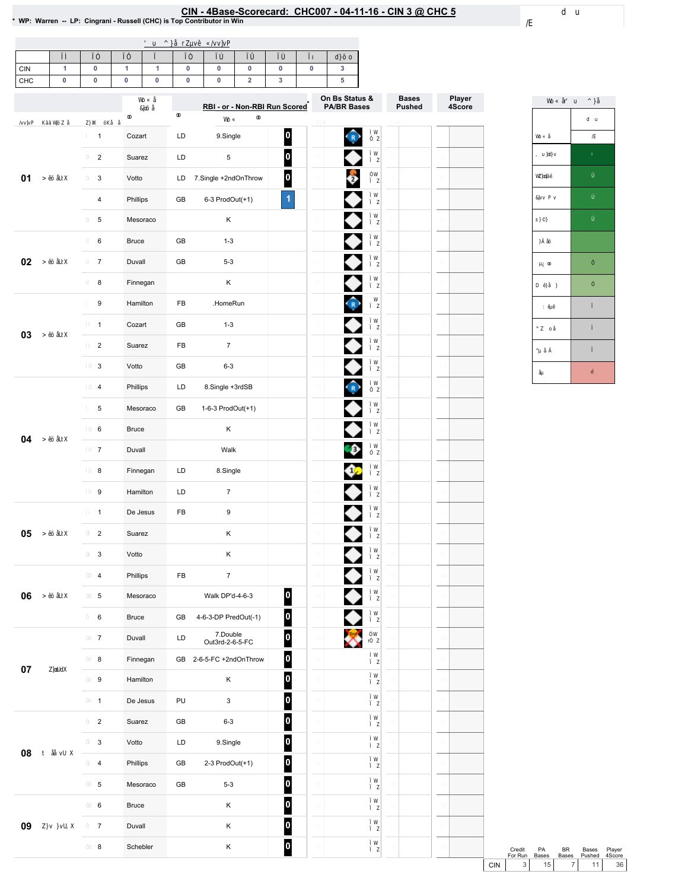# CIN - 4Base-Scorecard: CHC007 - 04-11-16 - CIN 3 @ CHC 5

* WP: Warren -- LP: Cingrani - Russell (CHC) is Top Contributor in Win

| | 1 | 2 | 3 | 4 | 5 | 6 | 7 | 8 | 9 | R |
|---|---|---|---|---|---|---|---|---|---|---|
| CIN | 1 | 0 | 1 | 1 | 0 | 0 | 0 | 0 | 0 | 3 |
| CHC | 0 | 0 | 0 | 0 | 0 | 0 | 2 | 3 | | 5 |

| Inning | # | Player | Ball | RBI - or - Non-RBI Run Scored | Credit |
|---|---|---|---|---|---|
| 01 | 1 | Cozart | LD | 9.Single | 0 |
| | 2 | Suarez | LD | 5 | 0 |
| | 3 | Votto | LD | 7.Single +2ndOnThrow | 0 |
| | 4 | Phillips | GB | 6-3 ProdOut(+1) | 1 |
| | 5 | Mesoraco | | K | |
| 02 | 6 | Bruce | GB | 1-3 | |
| | 7 | Duvall | GB | 5-3 | |
| | 8 | Finnegan | | K | |
| 03 | 9 | Hamilton | FB | .HomeRun | |
| | 1 | Cozart | GB | 1-3 | |
| | 2 | Suarez | FB | 7 | |
| | 3 | Votto | GB | 6-3 | |
| 04 | 4 | Phillips | LD | 8.Single +3rdSB | |
| | 5 | Mesoraco | GB | 1-6-3 ProdOut(+1) | |
| | 6 | Bruce | | K | |
| | 7 | Duvall | | Walk | |
| | 8 | Finnegan | LD | 8.Single | |
| | 9 | Hamilton | LD | 7 | |
| 05 | 1 | De Jesus | FB | 9 | |
| | 2 | Suarez | | K | |
| | 3 | Votto | | K | |
| 06 | 4 | Phillips | FB | 7 | |
| | 5 | Mesoraco | | Walk DP'd-4-6-3 | 0 |
| | 6 | Bruce | GB | 4-6-3-DP PredOut(-1) | 0 |
| 07 | 7 | Duvall | LD | 7.Double Out3rd-2-6-5-FC | 0 |
| | 8 | Finnegan | GB | 2-6-5-FC +2ndOnThrow | 0 |
| | 9 | Hamilton | | K | 0 |
| | 1 | De Jesus | PU | 3 | 0 |
| 08 | 2 | Suarez | GB | 6-3 | 0 |
| | 3 | Votto | LD | 9.Single | 0 |
| | 4 | Phillips | GB | 2-3 ProdOut(+1) | 0 |
| | 5 | Mesoraco | GB | 5-3 | 0 |
| 09 | 6 | Bruce | | K | 0 |
| | 7 | Duvall | | K | 0 |
| | 8 | Schebler | | K | 0 |

| | Credit For Run | PA Bases | BR Bases | Bases Pushed | Player 4Score |
|---|---|---|---|---|---|
| CIN | 3 | 15 | 7 | 11 | 36 |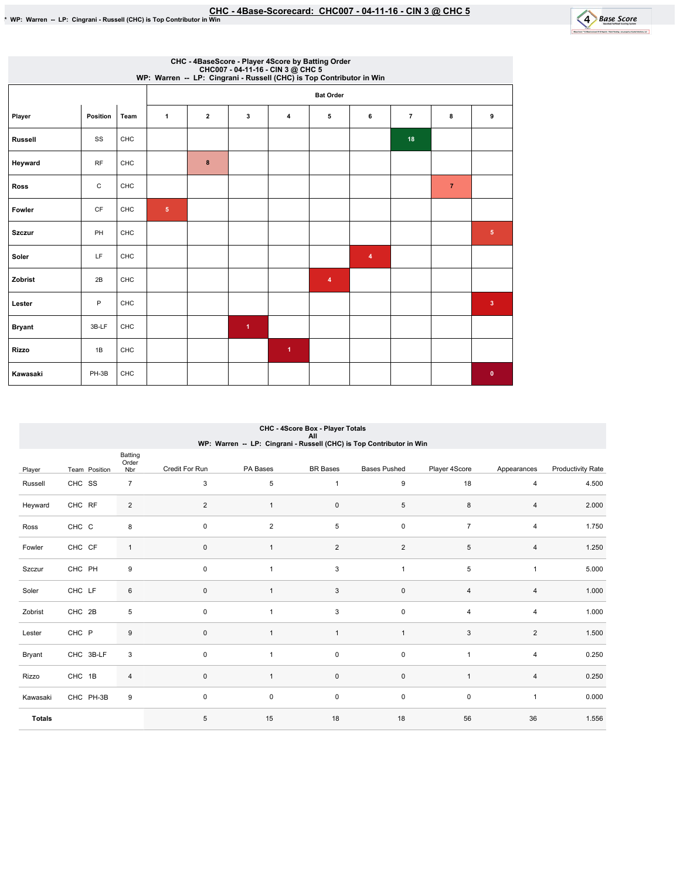# CHC - 4Base-Scorecard: CHC007 - 04-11-16 - CIN 3 @ CHC 5

* WP: Warren -- LP: Cingrani - Russell (CHC) is Top Contributor in Win

## CHC - 4BaseScore - Player 4Score by Batting Order
CHC007 - 04-11-16 - CIN 3 @ CHC 5
WP: Warren -- LP: Cingrani - Russell (CHC) is Top Contributor in Win

| Player | Position | Team | Bat Order 1 | 2 | 3 | 4 | 5 | 6 | 7 | 8 | 9 |
|---|---|---|---|---|---|---|---|---|---|---|---|
| Russell | SS | CHC | | | | | | | 18 | | |
| Heyward | RF | CHC | | 8 | | | | | | | |
| Ross | C | CHC | | | | | | | | 7 | |
| Fowler | CF | CHC | 5 | | | | | | | | |
| Szczur | PH | CHC | | | | | | | | | 5 |
| Soler | LF | CHC | | | | | | 4 | | | |
| Zobrist | 2B | CHC | | | | | 4 | | | | |
| Lester | P | CHC | | | | | | | | | 3 |
| Bryant | 3B-LF | CHC | | | 1 | | | | | | |
| Rizzo | 1B | CHC | | | | 1 | | | | | |
| Kawasaki | PH-3B | CHC | | | | | | | | | 0 |

## CHC - 4Score Box - Player Totals
All
WP: Warren -- LP: Cingrani - Russell (CHC) is Top Contributor in Win

| Player | Team | Position | Batting Order Nbr | Credit For Run | PA Bases | BR Bases | Bases Pushed | Player 4Score | Appearances | Productivity Rate |
|---|---|---|---|---|---|---|---|---|---|---|
| Russell | CHC | SS | 7 | 3 | 5 | 1 | 9 | 18 | 4 | 4.500 |
| Heyward | CHC | RF | 2 | 2 | 1 | 0 | 5 | 8 | 4 | 2.000 |
| Ross | CHC | C | 8 | 0 | 2 | 5 | 0 | 7 | 4 | 1.750 |
| Fowler | CHC | CF | 1 | 0 | 1 | 2 | 2 | 5 | 4 | 1.250 |
| Szczur | CHC | PH | 9 | 0 | 1 | 3 | 1 | 5 | 1 | 5.000 |
| Soler | CHC | LF | 6 | 0 | 1 | 3 | 0 | 4 | 4 | 1.000 |
| Zobrist | CHC | 2B | 5 | 0 | 1 | 3 | 0 | 4 | 4 | 1.000 |
| Lester | CHC | P | 9 | 0 | 1 | 1 | 1 | 3 | 2 | 1.500 |
| Bryant | CHC | 3B-LF | 3 | 0 | 1 | 0 | 0 | 1 | 4 | 0.250 |
| Rizzo | CHC | 1B | 4 | 0 | 1 | 0 | 0 | 1 | 4 | 0.250 |
| Kawasaki | CHC | PH-3B | 9 | 0 | 0 | 0 | 0 | 0 | 1 | 0.000 |
| **Totals** | | | | 5 | 15 | 18 | 18 | 56 | 36 | 1.556 |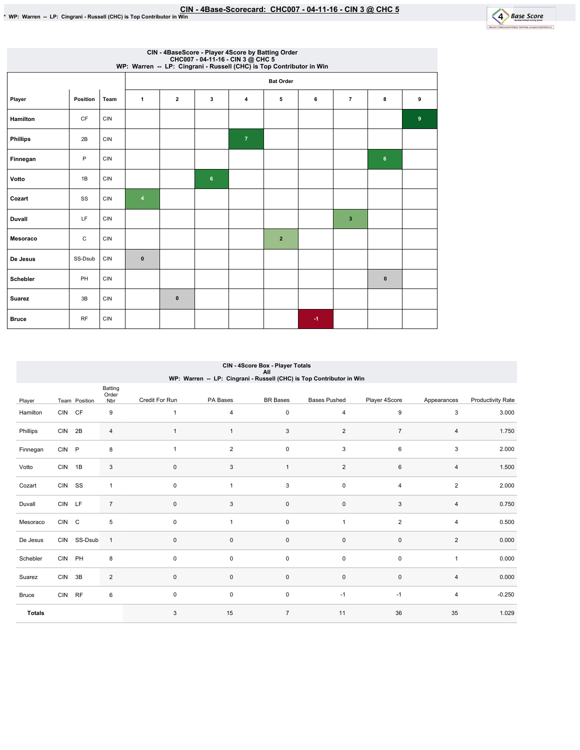# CIN - 4Base-Scorecard: CHC007 - 04-11-16 - CIN 3 @ CHC 5

* WP: Warren -- LP: Cingrani - Russell (CHC) is Top Contributor in Win

## CIN - 4BaseScore - Player 4Score by Batting Order
CHC007 - 04-11-16 - CIN 3 @ CHC 5
WP: Warren -- LP: Cingrani - Russell (CHC) is Top Contributor in Win

| Player | Position | Team | Bat Order 1 | 2 | 3 | 4 | 5 | 6 | 7 | 8 | 9 |
|---|---|---|---|---|---|---|---|---|---|---|---|
| Hamilton | CF | CIN | | | | | | | | | 9 |
| Phillips | 2B | CIN | | | | 7 | | | | | |
| Finnegan | P | CIN | | | | | | | | 6 | |
| Votto | 1B | CIN | | | 6 | | | | | | |
| Cozart | SS | CIN | 4 | | | | | | | | |
| Duvall | LF | CIN | | | | | | | 3 | | |
| Mesoraco | C | CIN | | | | | 2 | | | | |
| De Jesus | SS-Dsub | CIN | 0 | | | | | | | | |
| Schebler | PH | CIN | | | | | | | | 0 | |
| Suarez | 3B | CIN | | 0 | | | | | | | |
| Bruce | RF | CIN | | | | | | -1 | | | |

## CIN - 4Score Box - Player Totals
All
WP: Warren -- LP: Cingrani - Russell (CHC) is Top Contributor in Win

| Player | Team | Position | Batting Order Nbr | Credit For Run | PA Bases | BR Bases | Bases Pushed | Player 4Score | Appearances | Productivity Rate |
|---|---|---|---|---|---|---|---|---|---|---|
| Hamilton | CIN | CF | 9 | 1 | 4 | 0 | 4 | 9 | 3 | 3.000 |
| Phillips | CIN | 2B | 4 | 1 | 1 | 3 | 2 | 7 | 4 | 1.750 |
| Finnegan | CIN | P | 8 | 1 | 2 | 0 | 3 | 6 | 3 | 2.000 |
| Votto | CIN | 1B | 3 | 0 | 3 | 1 | 2 | 6 | 4 | 1.500 |
| Cozart | CIN | SS | 1 | 0 | 1 | 3 | 0 | 4 | 2 | 2.000 |
| Duvall | CIN | LF | 7 | 0 | 3 | 0 | 0 | 3 | 4 | 0.750 |
| Mesoraco | CIN | C | 5 | 0 | 1 | 0 | 1 | 2 | 4 | 0.500 |
| De Jesus | CIN | SS-Dsub | 1 | 0 | 0 | 0 | 0 | 0 | 2 | 0.000 |
| Schebler | CIN | PH | 8 | 0 | 0 | 0 | 0 | 0 | 1 | 0.000 |
| Suarez | CIN | 3B | 2 | 0 | 0 | 0 | 0 | 0 | 4 | 0.000 |
| Bruce | CIN | RF | 6 | 0 | 0 | 0 | -1 | -1 | 4 | -0.250 |
| **Totals** | | | | 3 | 15 | 7 | 11 | 36 | 35 | 1.029 |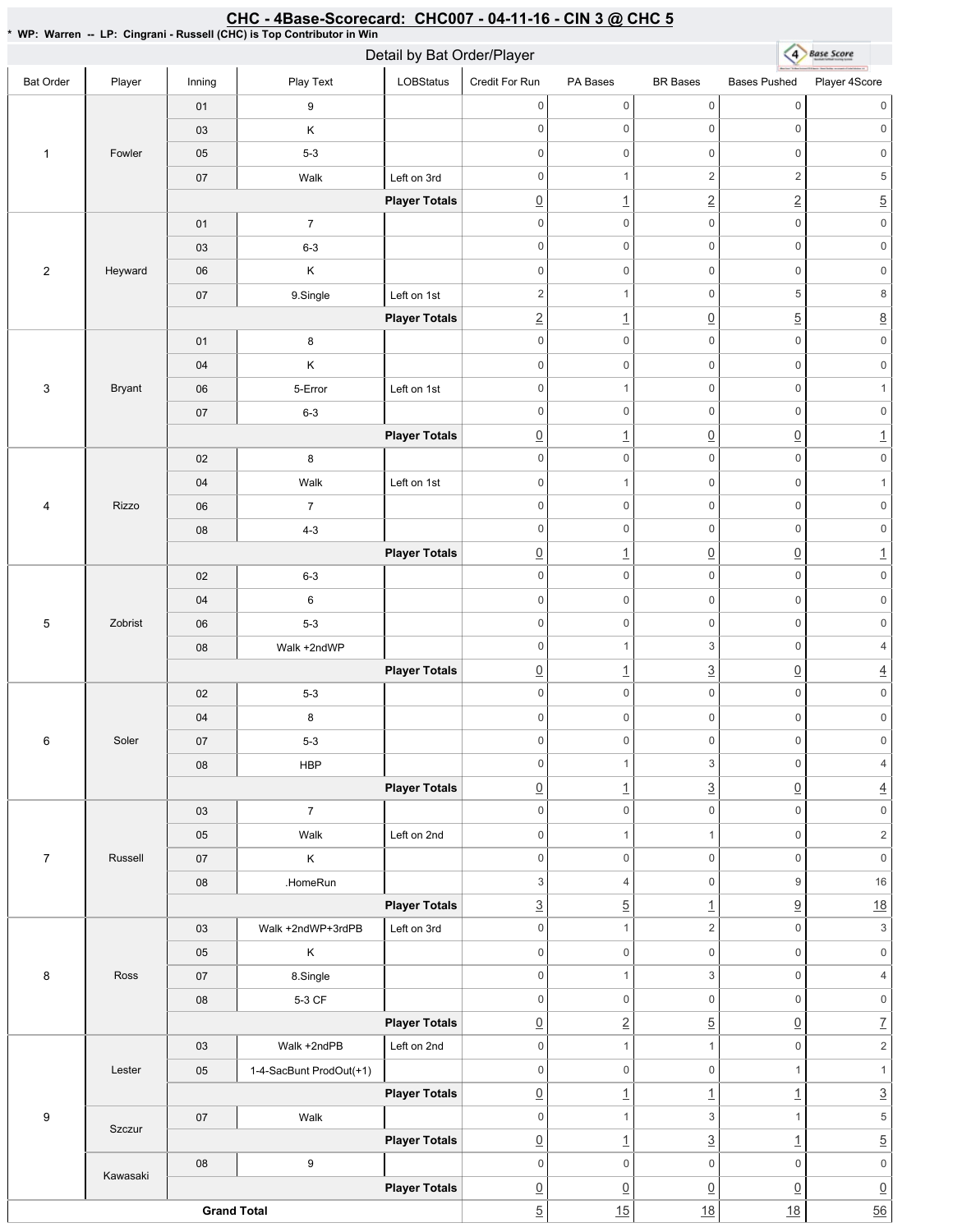# CHC - 4Base-Scorecard: CHC007 - 04-11-16 - CIN 3 @ CHC 5

**\* WP: Warren -- LP: Cingrani - Russell (CHC) is Top Contributor in Win**

## Detail by Bat Order/Player

| Bat Order | Player | Inning | Play Text | LOBStatus | Credit For Run | PA Bases | BR Bases | Bases Pushed | Player 4Score |
|---|---|---|---|---|---|---|---|---|---|
| 1 | Fowler | 01 | 9 | | 0 | 0 | 0 | 0 | 0 |
| | | 03 | K | | 0 | 0 | 0 | 0 | 0 |
| | | 05 | 5-3 | | 0 | 0 | 0 | 0 | 0 |
| | | 07 | Walk | Left on 3rd | 0 | 1 | 2 | 2 | 5 |
| | | | | **Player Totals** | 0 | 1 | 2 | 2 | 5 |
| 2 | Heyward | 01 | 7 | | 0 | 0 | 0 | 0 | 0 |
| | | 03 | 6-3 | | 0 | 0 | 0 | 0 | 0 |
| | | 06 | K | | 0 | 0 | 0 | 0 | 0 |
| | | 07 | 9.Single | Left on 1st | 2 | 1 | 0 | 5 | 8 |
| | | | | **Player Totals** | 2 | 1 | 0 | 5 | 8 |
| 3 | Bryant | 01 | 8 | | 0 | 0 | 0 | 0 | 0 |
| | | 04 | K | | 0 | 0 | 0 | 0 | 0 |
| | | 06 | 5-Error | Left on 1st | 0 | 1 | 0 | 0 | 1 |
| | | 07 | 6-3 | | 0 | 0 | 0 | 0 | 0 |
| | | | | **Player Totals** | 0 | 1 | 0 | 0 | 1 |
| 4 | Rizzo | 02 | 8 | | 0 | 0 | 0 | 0 | 0 |
| | | 04 | Walk | Left on 1st | 0 | 1 | 0 | 0 | 1 |
| | | 06 | 7 | | 0 | 0 | 0 | 0 | 0 |
| | | 08 | 4-3 | | 0 | 0 | 0 | 0 | 0 |
| | | | | **Player Totals** | 0 | 1 | 0 | 0 | 1 |
| 5 | Zobrist | 02 | 6-3 | | 0 | 0 | 0 | 0 | 0 |
| | | 04 | 6 | | 0 | 0 | 0 | 0 | 0 |
| | | 06 | 5-3 | | 0 | 0 | 0 | 0 | 0 |
| | | 08 | Walk +2ndWP | | 0 | 1 | 3 | 0 | 4 |
| | | | | **Player Totals** | 0 | 1 | 3 | 0 | 4 |
| 6 | Soler | 02 | 5-3 | | 0 | 0 | 0 | 0 | 0 |
| | | 04 | 8 | | 0 | 0 | 0 | 0 | 0 |
| | | 07 | 5-3 | | 0 | 0 | 0 | 0 | 0 |
| | | 08 | HBP | | 0 | 1 | 3 | 0 | 4 |
| | | | | **Player Totals** | 0 | 1 | 3 | 0 | 4 |
| 7 | Russell | 03 | 7 | | 0 | 0 | 0 | 0 | 0 |
| | | 05 | Walk | Left on 2nd | 0 | 1 | 1 | 0 | 2 |
| | | 07 | K | | 0 | 0 | 0 | 0 | 0 |
| | | 08 | .HomeRun | | 3 | 4 | 0 | 9 | 16 |
| | | | | **Player Totals** | 3 | 5 | 1 | 9 | 18 |
| 8 | Ross | 03 | Walk +2ndWP+3rdPB | Left on 3rd | 0 | 1 | 2 | 0 | 3 |
| | | 05 | K | | 0 | 0 | 0 | 0 | 0 |
| | | 07 | 8.Single | | 0 | 1 | 3 | 0 | 4 |
| | | 08 | 5-3 CF | | 0 | 0 | 0 | 0 | 0 |
| | | | | **Player Totals** | 0 | 2 | 5 | 0 | 7 |
| 9 | Lester | 03 | Walk +2ndPB | Left on 2nd | 0 | 1 | 1 | 0 | 2 |
| | | 05 | 1-4-SacBunt ProdOut(+1) | | 0 | 0 | 0 | 1 | 1 |
| | | | | **Player Totals** | 0 | 1 | 1 | 1 | 3 |
| | Szczur | 07 | Walk | | 0 | 1 | 3 | 1 | 5 |
| | | | | **Player Totals** | 0 | 1 | 3 | 1 | 5 |
| | Kawasaki | 08 | 9 | | 0 | 0 | 0 | 0 | 0 |
| | | | | **Player Totals** | 0 | 0 | 0 | 0 | 0 |
| **Grand Total** | | | | | 5 | 15 | 18 | 18 | 56 |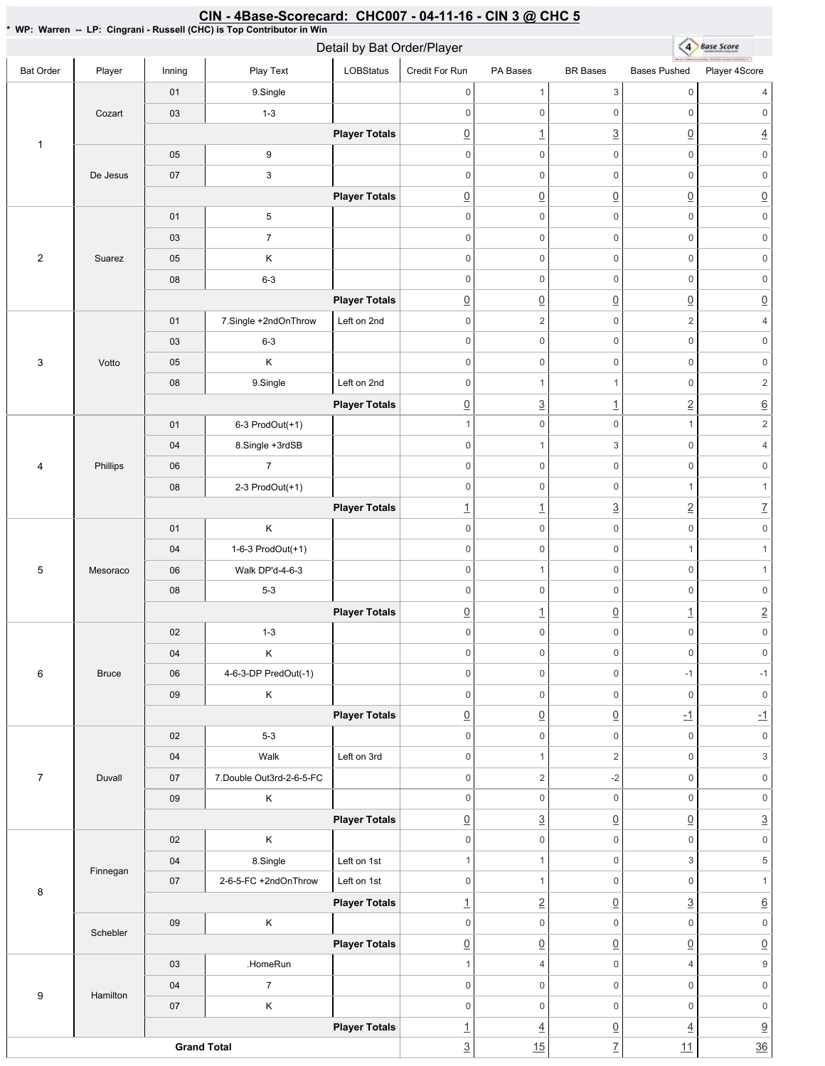## CIN - 4Base-Scorecard: CHC007 - 04-11-16 - CIN 3 @ CHC 5

* WP: Warren -- LP: Cingrani - Russell (CHC) is Top Contributor in Win

### Detail by Bat Order/Player

| Bat Order | Player | Inning | Play Text | LOBStatus | Credit For Run | PA Bases | BR Bases | Bases Pushed | Player 4Score |
|---|---|---|---|---|---|---|---|---|---|
| 1 | Cozart | 01 | 9.Single | | 0 | 1 | 3 | 0 | 4 |
| | | 03 | 1-3 | | 0 | 0 | 0 | 0 | 0 |
| | | | | **Player Totals** | 0 | 1 | 3 | 0 | 4 |
| | De Jesus | 05 | 9 | | 0 | 0 | 0 | 0 | 0 |
| | | 07 | 3 | | 0 | 0 | 0 | 0 | 0 |
| | | | | **Player Totals** | 0 | 0 | 0 | 0 | 0 |
| 2 | Suarez | 01 | 5 | | 0 | 0 | 0 | 0 | 0 |
| | | 03 | 7 | | 0 | 0 | 0 | 0 | 0 |
| | | 05 | K | | 0 | 0 | 0 | 0 | 0 |
| | | 08 | 6-3 | | 0 | 0 | 0 | 0 | 0 |
| | | | | **Player Totals** | 0 | 0 | 0 | 0 | 0 |
| 3 | Votto | 01 | 7.Single +2ndOnThrow | Left on 2nd | 0 | 2 | 0 | 2 | 4 |
| | | 03 | 6-3 | | 0 | 0 | 0 | 0 | 0 |
| | | 05 | K | | 0 | 0 | 0 | 0 | 0 |
| | | 08 | 9.Single | Left on 2nd | 0 | 1 | 1 | 0 | 2 |
| | | | | **Player Totals** | 0 | 3 | 1 | 2 | 6 |
| 4 | Phillips | 01 | 6-3 ProdOut(+1) | | 1 | 0 | 0 | 1 | 2 |
| | | 04 | 8.Single +3rdSB | | 0 | 1 | 3 | 0 | 4 |
| | | 06 | 7 | | 0 | 0 | 0 | 0 | 0 |
| | | 08 | 2-3 ProdOut(+1) | | 0 | 0 | 0 | 1 | 1 |
| | | | | **Player Totals** | 1 | 1 | 3 | 2 | 7 |
| 5 | Mesoraco | 01 | K | | 0 | 0 | 0 | 0 | 0 |
| | | 04 | 1-6-3 ProdOut(+1) | | 0 | 0 | 0 | 1 | 1 |
| | | 06 | Walk DP'd-4-6-3 | | 0 | 1 | 0 | 0 | 1 |
| | | 08 | 5-3 | | 0 | 0 | 0 | 0 | 0 |
| | | | | **Player Totals** | 0 | 1 | 0 | 1 | 2 |
| 6 | Bruce | 02 | 1-3 | | 0 | 0 | 0 | 0 | 0 |
| | | 04 | K | | 0 | 0 | 0 | 0 | 0 |
| | | 06 | 4-6-3-DP PredOut(-1) | | 0 | 0 | 0 | -1 | -1 |
| | | 09 | K | | 0 | 0 | 0 | 0 | 0 |
| | | | | **Player Totals** | 0 | 0 | 0 | -1 | -1 |
| 7 | Duvall | 02 | 5-3 | | 0 | 0 | 0 | 0 | 0 |
| | | 04 | Walk | Left on 3rd | 0 | 1 | 2 | 0 | 3 |
| | | 07 | 7.Double Out3rd-2-6-5-FC | | 0 | 2 | -2 | 0 | 0 |
| | | 09 | K | | 0 | 0 | 0 | 0 | 0 |
| | | | | **Player Totals** | 0 | 3 | 0 | 0 | 3 |
| 8 | Finnegan | 02 | K | | 0 | 0 | 0 | 0 | 0 |
| | | 04 | 8.Single | Left on 1st | 1 | 1 | 0 | 3 | 5 |
| | | 07 | 2-6-5-FC +2ndOnThrow | Left on 1st | 0 | 1 | 0 | 0 | 1 |
| | | | | **Player Totals** | 1 | 2 | 0 | 3 | 6 |
| | Schebler | 09 | K | | 0 | 0 | 0 | 0 | 0 |
| | | | | **Player Totals** | 0 | 0 | 0 | 0 | 0 |
| 9 | Hamilton | 03 | .HomeRun | | 1 | 4 | 0 | 4 | 9 |
| | | 04 | 7 | | 0 | 0 | 0 | 0 | 0 |
| | | 07 | K | | 0 | 0 | 0 | 0 | 0 |
| | | | | **Player Totals** | 1 | 4 | 0 | 4 | 9 |
| **Grand Total** | | | | | 3 | 15 | 7 | 11 | 36 |